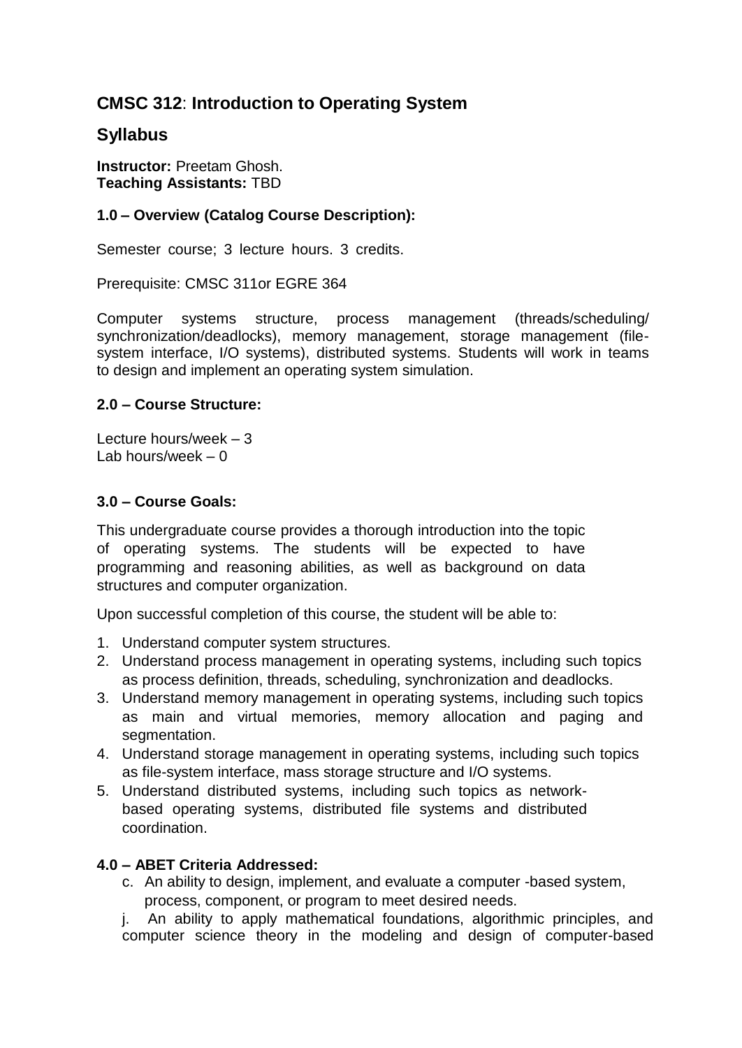# **CMSC 312**: **Introduction to Operating System**

## **Syllabus**

**Instructor:** Preetam Ghosh.
**Teaching Assistants:** TBD

### **1.0 – Overview (Catalog Course Description):**

Semester course; 3 lecture hours. 3 credits.

Prerequisite: CMSC 311or EGRE 364

Computer systems structure, process management (threads/scheduling/ synchronization/deadlocks), memory management, storage management (file-system interface, I/O systems), distributed systems. Students will work in teams to design and implement an operating system simulation.

### **2.0 – Course Structure:**

Lecture hours/week – 3
Lab hours/week – 0

### **3.0 – Course Goals:**

This undergraduate course provides a thorough introduction into the topic of operating systems. The students will be expected to have programming and reasoning abilities, as well as background on data structures and computer organization.

Upon successful completion of this course, the student will be able to:

1. Understand computer system structures.
2. Understand process management in operating systems, including such topics as process definition, threads, scheduling, synchronization and deadlocks.
3. Understand memory management in operating systems, including such topics as main and virtual memories, memory allocation and paging and segmentation.
4. Understand storage management in operating systems, including such topics as file-system interface, mass storage structure and I/O systems.
5. Understand distributed systems, including such topics as network-based operating systems, distributed file systems and distributed coordination.

### **4.0 – ABET Criteria Addressed:**

c. An ability to design, implement, and evaluate a computer -based system, process, component, or program to meet desired needs.

j. An ability to apply mathematical foundations, algorithmic principles, and computer science theory in the modeling and design of computer-based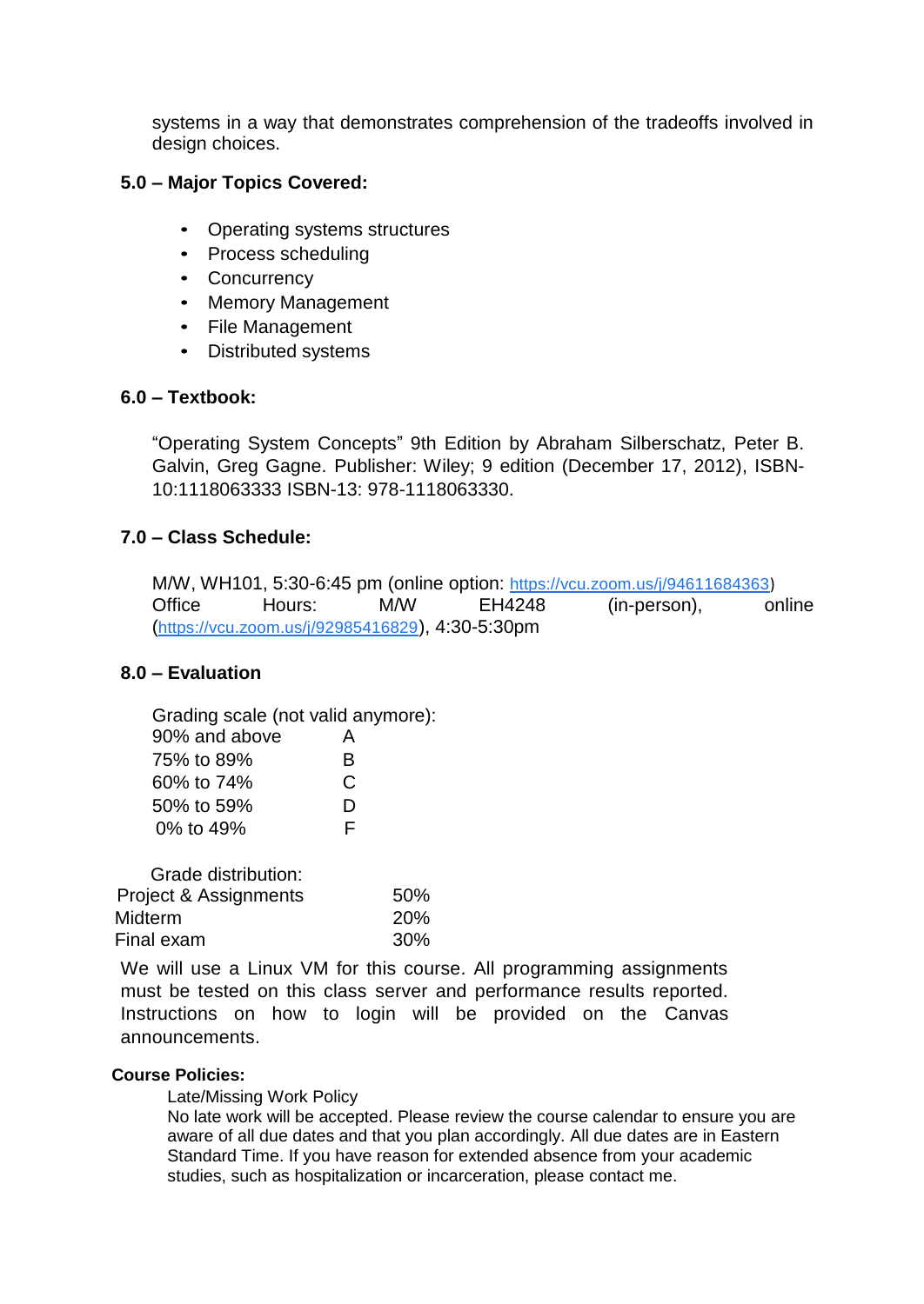systems in a way that demonstrates comprehension of the tradeoffs involved in design choices.

## 5.0 – Major Topics Covered:

- Operating systems structures
- Process scheduling
- Concurrency
- Memory Management
- File Management
- Distributed systems

## 6.0 – Textbook:

"Operating System Concepts" 9th Edition by Abraham Silberschatz, Peter B. Galvin, Greg Gagne. Publisher: Wiley; 9 edition (December 17, 2012), ISBN-10:1118063333 ISBN-13: 978-1118063330.

## 7.0 – Class Schedule:

M/W, WH101, 5:30-6:45 pm (online option: https://vcu.zoom.us/j/94611684363)
Office Hours: M/W EH4248 (in-person), online (https://vcu.zoom.us/j/92985416829), 4:30-5:30pm

## 8.0 – Evaluation

Grading scale (not valid anymore):

| | |
|---|---|
| 90% and above | A |
| 75% to 89% | B |
| 60% to 74% | C |
| 50% to 59% | D |
| 0% to 49% | F |

Grade distribution:

| | |
|---|---|
| Project & Assignments | 50% |
| Midterm | 20% |
| Final exam | 30% |

We will use a Linux VM for this course. All programming assignments must be tested on this class server and performance results reported. Instructions on how to login will be provided on the Canvas announcements.

**Course Policies:**

Late/Missing Work Policy
No late work will be accepted. Please review the course calendar to ensure you are aware of all due dates and that you plan accordingly. All due dates are in Eastern Standard Time. If you have reason for extended absence from your academic studies, such as hospitalization or incarceration, please contact me.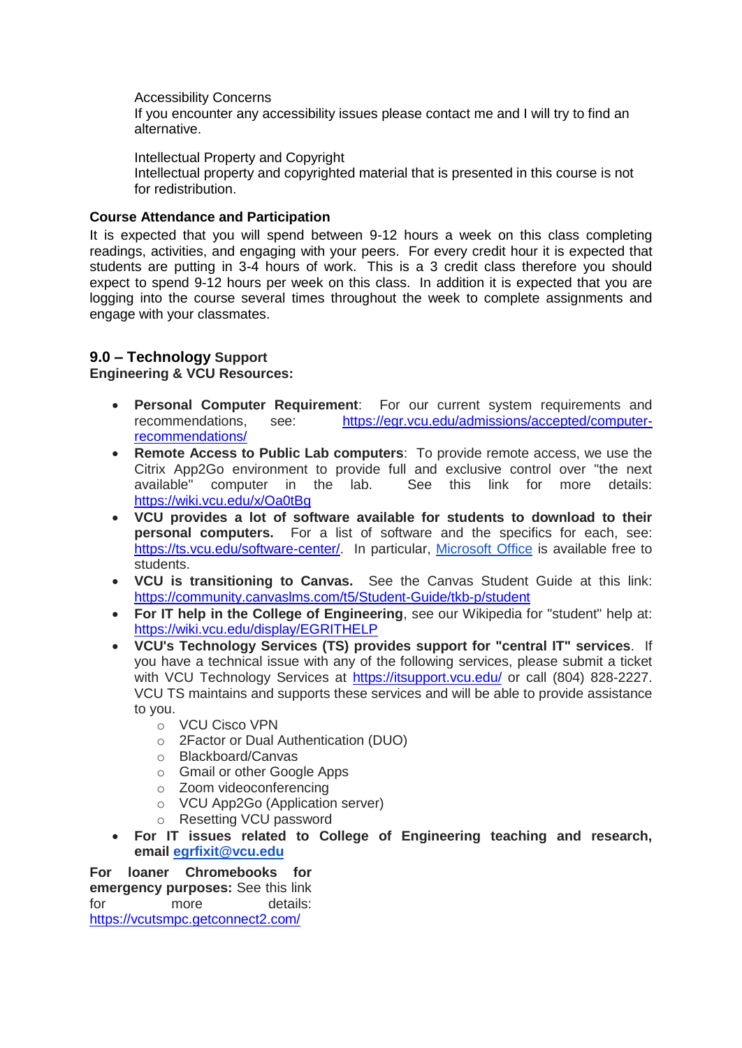Accessibility Concerns
If you encounter any accessibility issues please contact me and I will try to find an alternative.

Intellectual Property and Copyright
Intellectual property and copyrighted material that is presented in this course is not for redistribution.

**Course Attendance and Participation**

It is expected that you will spend between 9-12 hours a week on this class completing readings, activities, and engaging with your peers. For every credit hour it is expected that students are putting in 3-4 hours of work. This is a 3 credit class therefore you should expect to spend 9-12 hours per week on this class. In addition it is expected that you are logging into the course several times throughout the week to complete assignments and engage with your classmates.

## 9.0 – Technology Support

**Engineering & VCU Resources:**

- **Personal Computer Requirement**: For our current system requirements and recommendations, see: https://egr.vcu.edu/admissions/accepted/computer-recommendations/
- **Remote Access to Public Lab computers**: To provide remote access, we use the Citrix App2Go environment to provide full and exclusive control over "the next available" computer in the lab. See this link for more details: https://wiki.vcu.edu/x/Oa0tBg
- **VCU provides a lot of software available for students to download to their personal computers.** For a list of software and the specifics for each, see: https://ts.vcu.edu/software-center/. In particular, Microsoft Office is available free to students.
- **VCU is transitioning to Canvas.** See the Canvas Student Guide at this link: https://community.canvaslms.com/t5/Student-Guide/tkb-p/student
- **For IT help in the College of Engineering**, see our Wikipedia for "student" help at: https://wiki.vcu.edu/display/EGRITHELP
- **VCU's Technology Services (TS) provides support for "central IT" services**. If you have a technical issue with any of the following services, please submit a ticket with VCU Technology Services at https://itsupport.vcu.edu/ or call (804) 828-2227. VCU TS maintains and supports these services and will be able to provide assistance to you.
  - VCU Cisco VPN
  - 2Factor or Dual Authentication (DUO)
  - Blackboard/Canvas
  - Gmail or other Google Apps
  - Zoom videoconferencing
  - VCU App2Go (Application server)
  - Resetting VCU password
- **For IT issues related to College of Engineering teaching and research, email egrfixit@vcu.edu**

**For loaner Chromebooks for emergency purposes:** See this link for more details: https://vcutsmpc.getconnect2.com/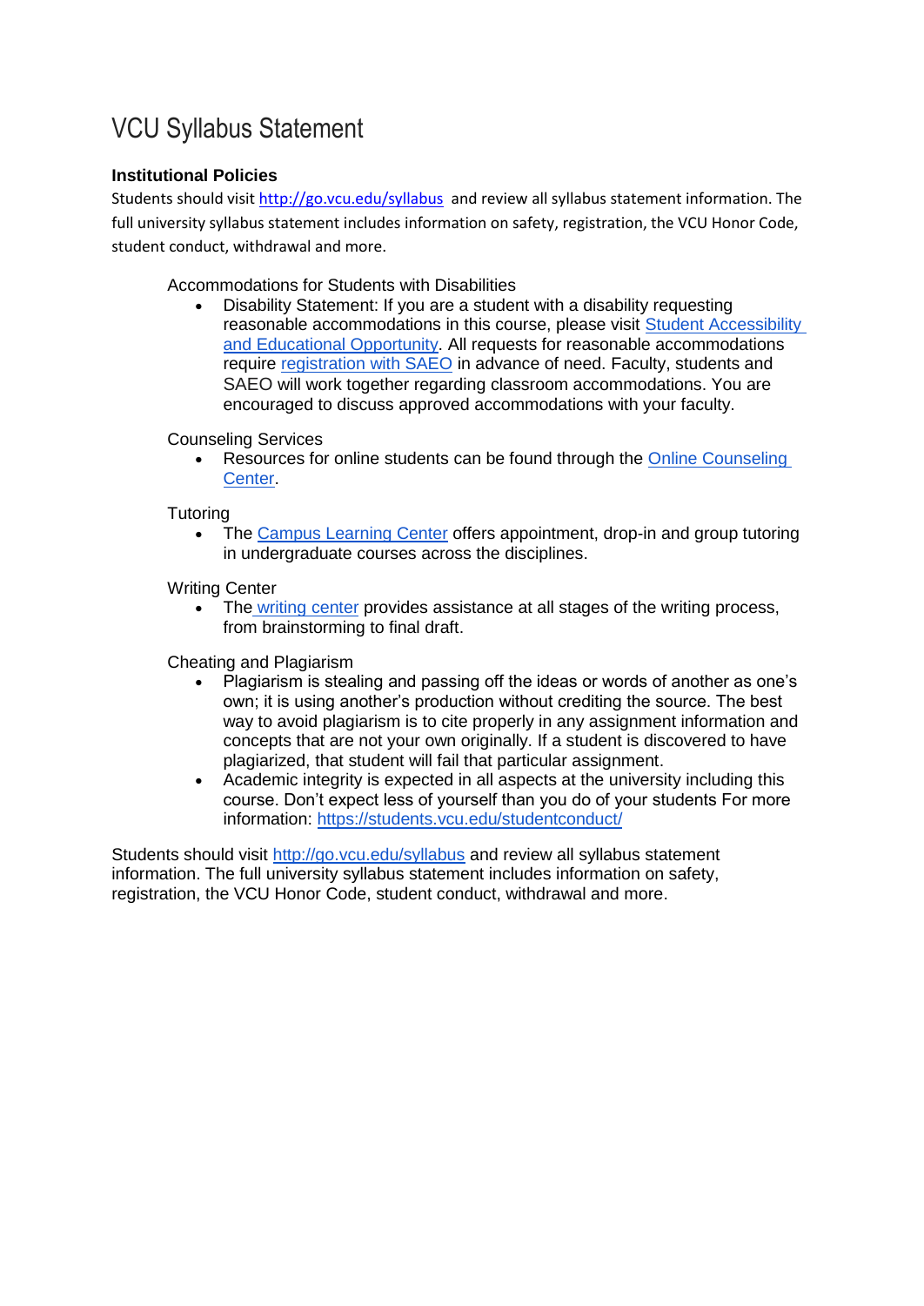# VCU Syllabus Statement

**Institutional Policies**

Students should visit http://go.vcu.edu/syllabus and review all syllabus statement information. The full university syllabus statement includes information on safety, registration, the VCU Honor Code, student conduct, withdrawal and more.

Accommodations for Students with Disabilities

- Disability Statement: If you are a student with a disability requesting reasonable accommodations in this course, please visit Student Accessibility and Educational Opportunity. All requests for reasonable accommodations require registration with SAEO in advance of need. Faculty, students and SAEO will work together regarding classroom accommodations. You are encouraged to discuss approved accommodations with your faculty.

Counseling Services

- Resources for online students can be found through the Online Counseling Center.

Tutoring

- The Campus Learning Center offers appointment, drop-in and group tutoring in undergraduate courses across the disciplines.

Writing Center

- The writing center provides assistance at all stages of the writing process, from brainstorming to final draft.

Cheating and Plagiarism

- Plagiarism is stealing and passing off the ideas or words of another as one's own; it is using another's production without crediting the source. The best way to avoid plagiarism is to cite properly in any assignment information and concepts that are not your own originally. If a student is discovered to have plagiarized, that student will fail that particular assignment.
- Academic integrity is expected in all aspects at the university including this course. Don't expect less of yourself than you do of your students For more information: https://students.vcu.edu/studentconduct/

Students should visit http://go.vcu.edu/syllabus and review all syllabus statement information. The full university syllabus statement includes information on safety, registration, the VCU Honor Code, student conduct, withdrawal and more.